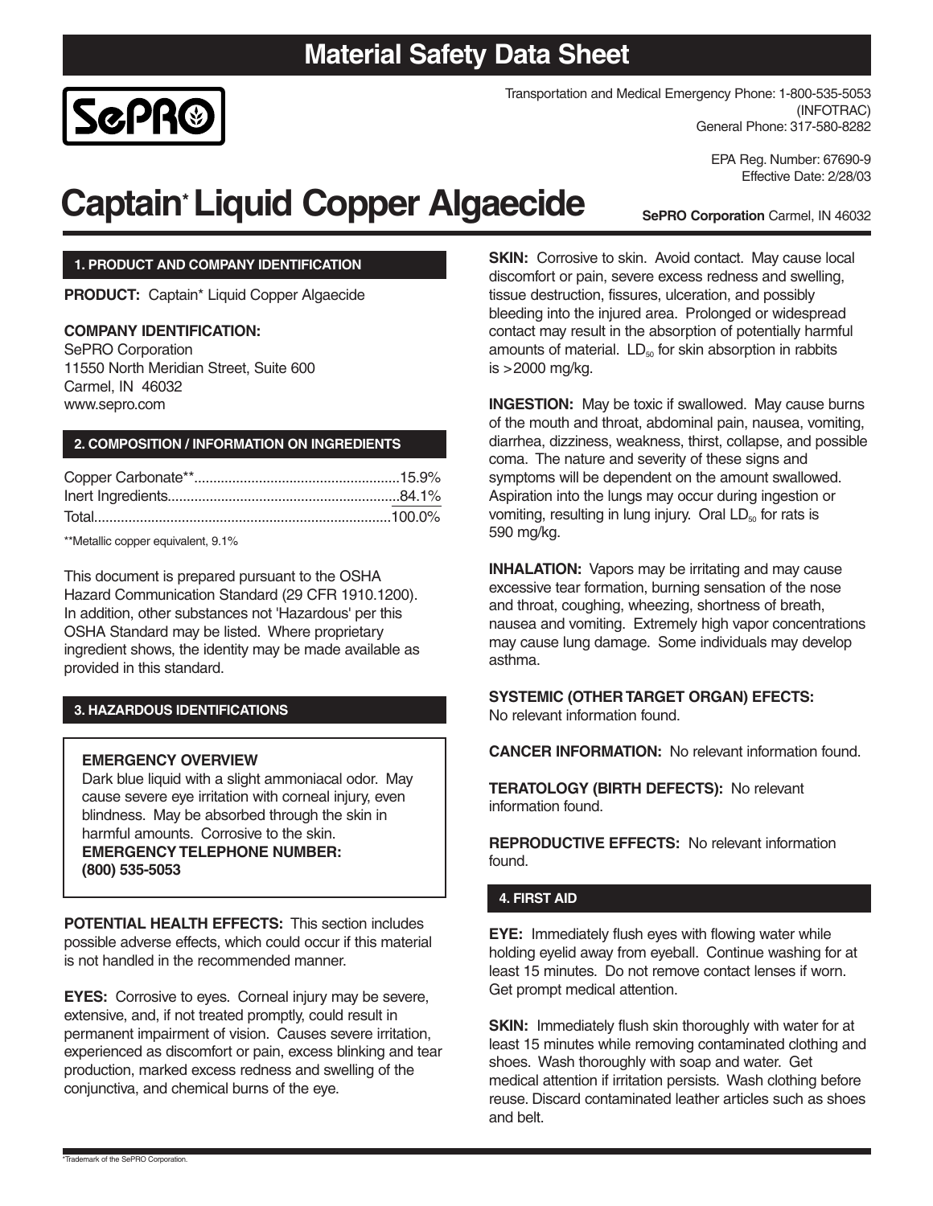# Material Safety Data Sheet

SePRO

Transportation and Medical Emergency Phone: 1-800-535-5053 (INFOTRAC)
General Phone: 317-580-8282

EPA Reg. Number: 67690-9
Effective Date: 2/28/03

# Captain* Liquid Copper Algaecide

**SePRO Corporation** Carmel, IN 46032

## 1. PRODUCT AND COMPANY IDENTIFICATION

**PRODUCT:** Captain* Liquid Copper Algaecide

**COMPANY IDENTIFICATION:**
SePRO Corporation
11550 North Meridian Street, Suite 600
Carmel, IN 46032
www.sepro.com

## 2. COMPOSITION / INFORMATION ON INGREDIENTS

| Ingredient | % |
|---|---|
| Copper Carbonate** | 15.9% |
| Inert Ingredients | 84.1% |
| Total | 100.0% |

**Metallic copper equivalent, 9.1%

This document is prepared pursuant to the OSHA Hazard Communication Standard (29 CFR 1910.1200). In addition, other substances not 'Hazardous' per this OSHA Standard may be listed. Where proprietary ingredient shows, the identity may be made available as provided in this standard.

## 3. HAZARDOUS IDENTIFICATIONS

**EMERGENCY OVERVIEW**
Dark blue liquid with a slight ammoniacal odor. May cause severe eye irritation with corneal injury, even blindness. May be absorbed through the skin in harmful amounts. Corrosive to the skin.
**EMERGENCY TELEPHONE NUMBER:**
**(800) 535-5053**

**POTENTIAL HEALTH EFFECTS:** This section includes possible adverse effects, which could occur if this material is not handled in the recommended manner.

**EYES:** Corrosive to eyes. Corneal injury may be severe, extensive, and, if not treated promptly, could result in permanent impairment of vision. Causes severe irritation, experienced as discomfort or pain, excess blinking and tear production, marked excess redness and swelling of the conjunctiva, and chemical burns of the eye.

**SKIN:** Corrosive to skin. Avoid contact. May cause local discomfort or pain, severe excess redness and swelling, tissue destruction, fissures, ulceration, and possibly bleeding into the injured area. Prolonged or widespread contact may result in the absorption of potentially harmful amounts of material. $LD_{50}$ for skin absorption in rabbits is >2000 mg/kg.

**INGESTION:** May be toxic if swallowed. May cause burns of the mouth and throat, abdominal pain, nausea, vomiting, diarrhea, dizziness, weakness, thirst, collapse, and possible coma. The nature and severity of these signs and symptoms will be dependent on the amount swallowed. Aspiration into the lungs may occur during ingestion or vomiting, resulting in lung injury. Oral $LD_{50}$ for rats is 590 mg/kg.

**INHALATION:** Vapors may be irritating and may cause excessive tear formation, burning sensation of the nose and throat, coughing, wheezing, shortness of breath, nausea and vomiting. Extremely high vapor concentrations may cause lung damage. Some individuals may develop asthma.

**SYSTEMIC (OTHER TARGET ORGAN) EFECTS:**
No relevant information found.

**CANCER INFORMATION:** No relevant information found.

**TERATOLOGY (BIRTH DEFECTS):** No relevant information found.

**REPRODUCTIVE EFFECTS:** No relevant information found.

## 4. FIRST AID

**EYE:** Immediately flush eyes with flowing water while holding eyelid away from eyeball. Continue washing for at least 15 minutes. Do not remove contact lenses if worn. Get prompt medical attention.

**SKIN:** Immediately flush skin thoroughly with water for at least 15 minutes while removing contaminated clothing and shoes. Wash thoroughly with soap and water. Get medical attention if irritation persists. Wash clothing before reuse. Discard contaminated leather articles such as shoes and belt.

*Trademark of the SePRO Corporation.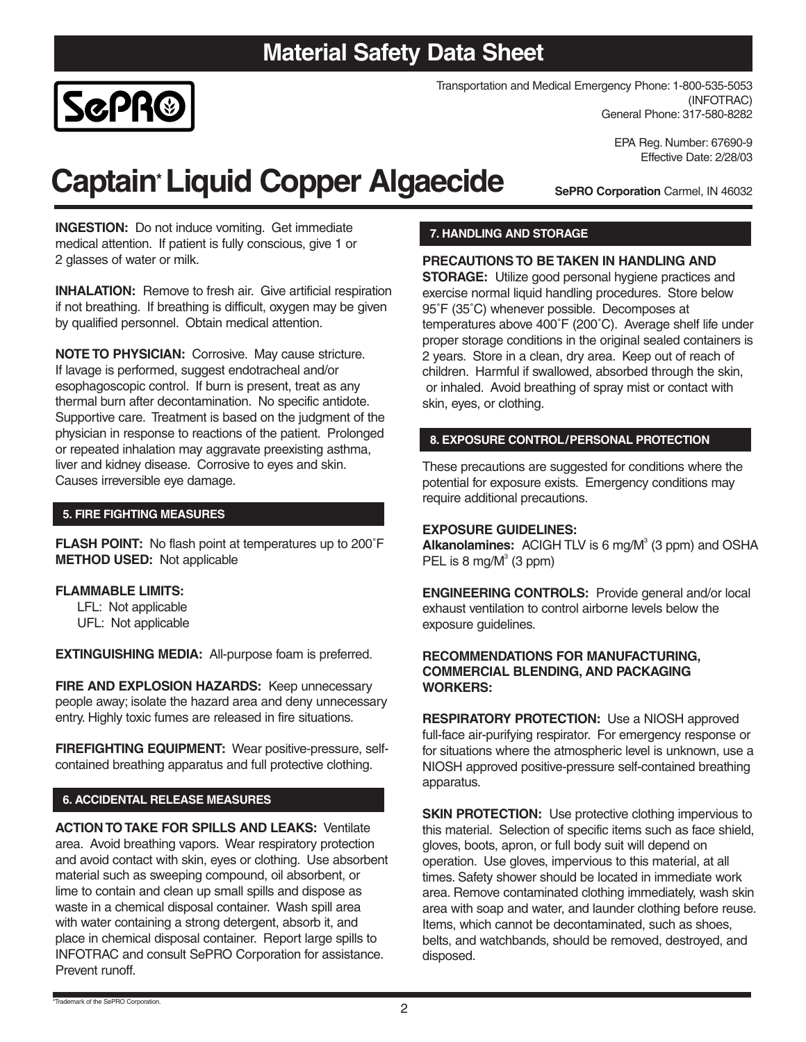# Material Safety Data Sheet

SePRO

Transportation and Medical Emergency Phone: 1-800-535-5053 (INFOTRAC)
General Phone: 317-580-8282

EPA Reg. Number: 67690-9
Effective Date: 2/28/03

# Captain* Liquid Copper Algaecide

**SePRO Corporation** Carmel, IN 46032

**INGESTION:** Do not induce vomiting. Get immediate medical attention. If patient is fully conscious, give 1 or 2 glasses of water or milk.

**INHALATION:** Remove to fresh air. Give artificial respiration if not breathing. If breathing is difficult, oxygen may be given by qualified personnel. Obtain medical attention.

**NOTE TO PHYSICIAN:** Corrosive. May cause stricture. If lavage is performed, suggest endotracheal and/or esophagoscopic control. If burn is present, treat as any thermal burn after decontamination. No specific antidote. Supportive care. Treatment is based on the judgment of the physician in response to reactions of the patient. Prolonged or repeated inhalation may aggravate preexisting asthma, liver and kidney disease. Corrosive to eyes and skin. Causes irreversible eye damage.

## 5. FIRE FIGHTING MEASURES

**FLASH POINT:** No flash point at temperatures up to 200˚F
**METHOD USED:** Not applicable

**FLAMMABLE LIMITS:**
LFL: Not applicable
UFL: Not applicable

**EXTINGUISHING MEDIA:** All-purpose foam is preferred.

**FIRE AND EXPLOSION HAZARDS:** Keep unnecessary people away; isolate the hazard area and deny unnecessary entry. Highly toxic fumes are released in fire situations.

**FIREFIGHTING EQUIPMENT:** Wear positive-pressure, self-contained breathing apparatus and full protective clothing.

## 6. ACCIDENTAL RELEASE MEASURES

**ACTION TO TAKE FOR SPILLS AND LEAKS:** Ventilate area. Avoid breathing vapors. Wear respiratory protection and avoid contact with skin, eyes or clothing. Use absorbent material such as sweeping compound, oil absorbent, or lime to contain and clean up small spills and dispose as waste in a chemical disposal container. Wash spill area with water containing a strong detergent, absorb it, and place in chemical disposal container. Report large spills to INFOTRAC and consult SePRO Corporation for assistance. Prevent runoff.

## 7. HANDLING AND STORAGE

**PRECAUTIONS TO BE TAKEN IN HANDLING AND STORAGE:** Utilize good personal hygiene practices and exercise normal liquid handling procedures. Store below 95˚F (35˚C) whenever possible. Decomposes at temperatures above 400˚F (200˚C). Average shelf life under proper storage conditions in the original sealed containers is 2 years. Store in a clean, dry area. Keep out of reach of children. Harmful if swallowed, absorbed through the skin, or inhaled. Avoid breathing of spray mist or contact with skin, eyes, or clothing.

## 8. EXPOSURE CONTROL/PERSONAL PROTECTION

These precautions are suggested for conditions where the potential for exposure exists. Emergency conditions may require additional precautions.

**EXPOSURE GUIDELINES:**
**Alkanolamines:** ACIGH TLV is 6 mg/M$^3$ (3 ppm) and OSHA PEL is 8 mg/M$^3$ (3 ppm)

**ENGINEERING CONTROLS:** Provide general and/or local exhaust ventilation to control airborne levels below the exposure guidelines.

**RECOMMENDATIONS FOR MANUFACTURING, COMMERCIAL BLENDING, AND PACKAGING WORKERS:**

**RESPIRATORY PROTECTION:** Use a NIOSH approved full-face air-purifying respirator. For emergency response or for situations where the atmospheric level is unknown, use a NIOSH approved positive-pressure self-contained breathing apparatus.

**SKIN PROTECTION:** Use protective clothing impervious to this material. Selection of specific items such as face shield, gloves, boots, apron, or full body suit will depend on operation. Use gloves, impervious to this material, at all times. Safety shower should be located in immediate work area. Remove contaminated clothing immediately, wash skin area with soap and water, and launder clothing before reuse. Items, which cannot be decontaminated, such as shoes, belts, and watchbands, should be removed, destroyed, and disposed.

*Trademark of the SePRO Corporation.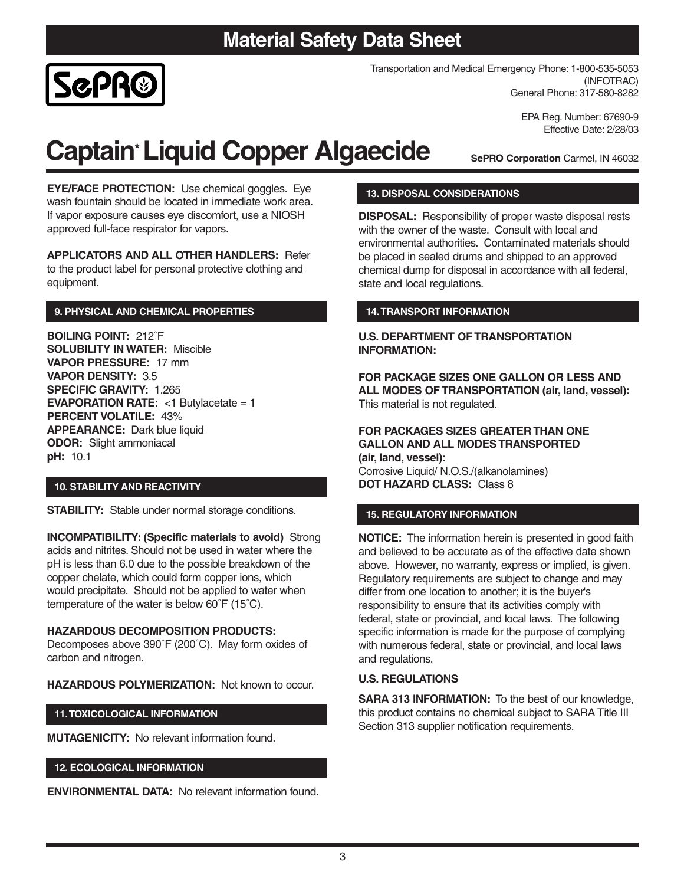# Material Safety Data Sheet

**SePRO**

Transportation and Medical Emergency Phone: 1-800-535-5053 (INFOTRAC)
General Phone: 317-580-8282

EPA Reg. Number: 67690-9
Effective Date: 2/28/03

# Captain* Liquid Copper Algaecide

**SePRO Corporation** Carmel, IN 46032

**EYE/FACE PROTECTION:** Use chemical goggles. Eye wash fountain should be located in immediate work area. If vapor exposure causes eye discomfort, use a NIOSH approved full-face respirator for vapors.

**APPLICATORS AND ALL OTHER HANDLERS:** Refer to the product label for personal protective clothing and equipment.

## 9. PHYSICAL AND CHEMICAL PROPERTIES

**BOILING POINT:** 212˚F
**SOLUBILITY IN WATER:** Miscible
**VAPOR PRESSURE:** 17 mm
**VAPOR DENSITY:** 3.5
**SPECIFIC GRAVITY:** 1.265
**EVAPORATION RATE:** <1 Butylacetate = 1
**PERCENT VOLATILE:** 43%
**APPEARANCE:** Dark blue liquid
**ODOR:** Slight ammoniacal
**pH:** 10.1

## 10. STABILITY AND REACTIVITY

**STABILITY:** Stable under normal storage conditions.

**INCOMPATIBILITY: (Specific materials to avoid)** Strong acids and nitrites. Should not be used in water where the pH is less than 6.0 due to the possible breakdown of the copper chelate, which could form copper ions, which would precipitate. Should not be applied to water when temperature of the water is below 60˚F (15˚C).

**HAZARDOUS DECOMPOSITION PRODUCTS:** Decomposes above 390˚F (200˚C). May form oxides of carbon and nitrogen.

**HAZARDOUS POLYMERIZATION:** Not known to occur.

## 11. TOXICOLOGICAL INFORMATION

**MUTAGENICITY:** No relevant information found.

## 12. ECOLOGICAL INFORMATION

**ENVIRONMENTAL DATA:** No relevant information found.

## 13. DISPOSAL CONSIDERATIONS

**DISPOSAL:** Responsibility of proper waste disposal rests with the owner of the waste. Consult with local and environmental authorities. Contaminated materials should be placed in sealed drums and shipped to an approved chemical dump for disposal in accordance with all federal, state and local regulations.

## 14. TRANSPORT INFORMATION

**U.S. DEPARTMENT OF TRANSPORTATION INFORMATION:**

**FOR PACKAGE SIZES ONE GALLON OR LESS AND ALL MODES OF TRANSPORTATION (air, land, vessel):**
This material is not regulated.

**FOR PACKAGES SIZES GREATER THAN ONE GALLON AND ALL MODES TRANSPORTED (air, land, vessel):**
Corrosive Liquid/ N.O.S./(alkanolamines)
**DOT HAZARD CLASS:** Class 8

## 15. REGULATORY INFORMATION

**NOTICE:** The information herein is presented in good faith and believed to be accurate as of the effective date shown above. However, no warranty, express or implied, is given. Regulatory requirements are subject to change and may differ from one location to another; it is the buyer's responsibility to ensure that its activities comply with federal, state or provincial, and local laws. The following specific information is made for the purpose of complying with numerous federal, state or provincial, and local laws and regulations.

**U.S. REGULATIONS**

**SARA 313 INFORMATION:** To the best of our knowledge, this product contains no chemical subject to SARA Title III Section 313 supplier notification requirements.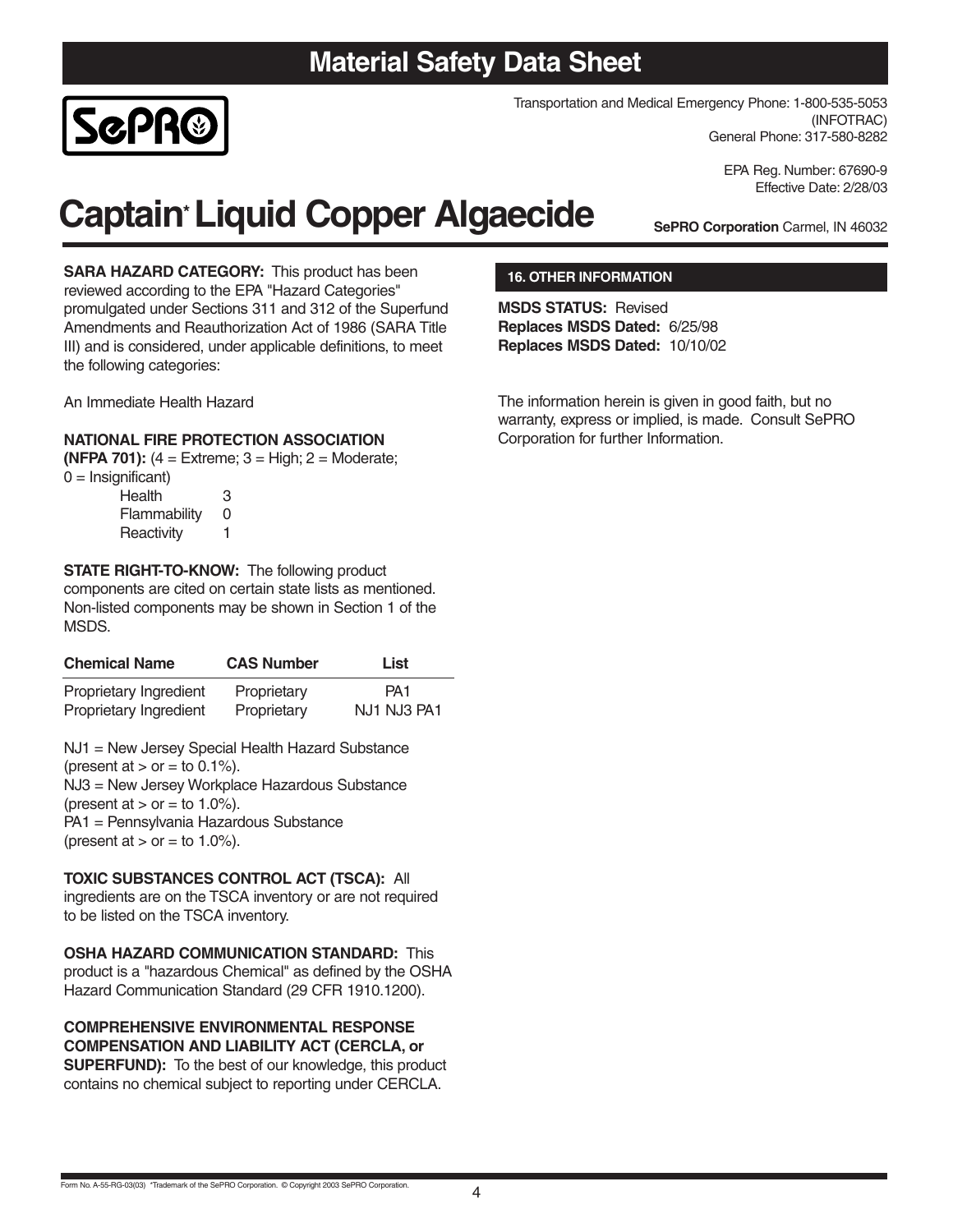# Material Safety Data Sheet

SePRO

Transportation and Medical Emergency Phone: 1-800-535-5053 (INFOTRAC)
General Phone: 317-580-8282

EPA Reg. Number: 67690-9
Effective Date: 2/28/03

# Captain* Liquid Copper Algaecide

**SePRO Corporation** Carmel, IN 46032

**SARA HAZARD CATEGORY:** This product has been reviewed according to the EPA "Hazard Categories" promulgated under Sections 311 and 312 of the Superfund Amendments and Reauthorization Act of 1986 (SARA Title III) and is considered, under applicable definitions, to meet the following categories:

An Immediate Health Hazard

**NATIONAL FIRE PROTECTION ASSOCIATION (NFPA 701):** (4 = Extreme; 3 = High; 2 = Moderate; 0 = Insignificant)

| | |
|---|---|
| Health | 3 |
| Flammability | 0 |
| Reactivity | 1 |

**STATE RIGHT-TO-KNOW:** The following product components are cited on certain state lists as mentioned. Non-listed components may be shown in Section 1 of the MSDS.

| Chemical Name | CAS Number | List |
|---|---|---|
| Proprietary Ingredient | Proprietary | PA1 |
| Proprietary Ingredient | Proprietary | NJ1 NJ3 PA1 |

NJ1 = New Jersey Special Health Hazard Substance (present at > or = to 0.1%).
NJ3 = New Jersey Workplace Hazardous Substance (present at > or = to 1.0%).
PA1 = Pennsylvania Hazardous Substance (present at > or = to 1.0%).

**TOXIC SUBSTANCES CONTROL ACT (TSCA):** All ingredients are on the TSCA inventory or are not required to be listed on the TSCA inventory.

**OSHA HAZARD COMMUNICATION STANDARD:** This product is a "hazardous Chemical" as defined by the OSHA Hazard Communication Standard (29 CFR 1910.1200).

**COMPREHENSIVE ENVIRONMENTAL RESPONSE COMPENSATION AND LIABILITY ACT (CERCLA, or SUPERFUND):** To the best of our knowledge, this product contains no chemical subject to reporting under CERCLA.

## 16. OTHER INFORMATION

**MSDS STATUS:** Revised
**Replaces MSDS Dated:** 6/25/98
**Replaces MSDS Dated:** 10/10/02

The information herein is given in good faith, but no warranty, express or implied, is made. Consult SePRO Corporation for further Information.

Form No. A-55-RG-03(03) *Trademark of the SePRO Corporation. © Copyright 2003 SePRO Corporation.